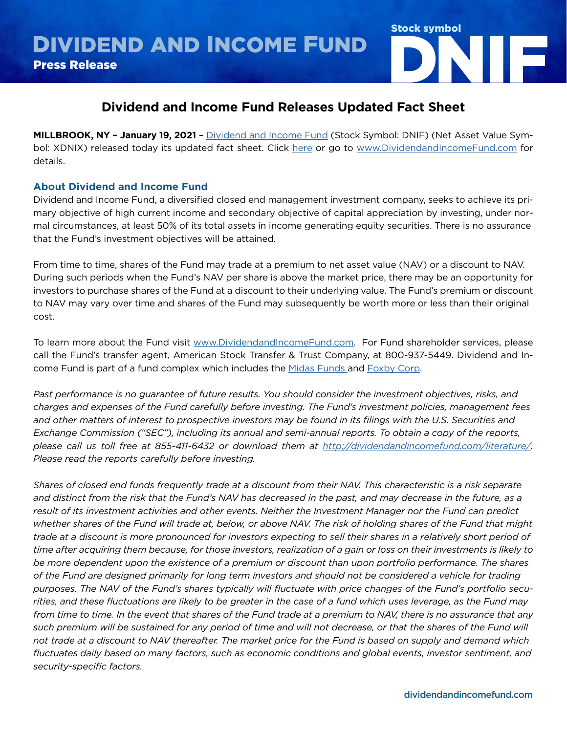# DIVIDEND AND INCOME FUND

**Press Release**

Stock symbol **DNIF**

## Dividend and Income Fund Releases Updated Fact Sheet

**MILLBROOK, NY – January 19, 2021** – Dividend and Income Fund (Stock Symbol: DNIF) (Net Asset Value Symbol: XDNIX) released today its updated fact sheet. Click here or go to www.DividendandIncomeFund.com for details.

### About Dividend and Income Fund

Dividend and Income Fund, a diversified closed end management investment company, seeks to achieve its primary objective of high current income and secondary objective of capital appreciation by investing, under normal circumstances, at least 50% of its total assets in income generating equity securities. There is no assurance that the Fund's investment objectives will be attained.

From time to time, shares of the Fund may trade at a premium to net asset value (NAV) or a discount to NAV. During such periods when the Fund's NAV per share is above the market price, there may be an opportunity for investors to purchase shares of the Fund at a discount to their underlying value. The Fund's premium or discount to NAV may vary over time and shares of the Fund may subsequently be worth more or less than their original cost.

To learn more about the Fund visit www.DividendandIncomeFund.com. For Fund shareholder services, please call the Fund's transfer agent, American Stock Transfer & Trust Company, at 800-937-5449. Dividend and Income Fund is part of a fund complex which includes the Midas Funds and Foxby Corp.

*Past performance is no guarantee of future results. You should consider the investment objectives, risks, and charges and expenses of the Fund carefully before investing. The Fund's investment policies, management fees and other matters of interest to prospective investors may be found in its filings with the U.S. Securities and Exchange Commission ("SEC"), including its annual and semi-annual reports. To obtain a copy of the reports, please call us toll free at 855-411-6432 or download them at http://dividendandincomefund.com/literature/. Please read the reports carefully before investing.*

*Shares of closed end funds frequently trade at a discount from their NAV. This characteristic is a risk separate and distinct from the risk that the Fund's NAV has decreased in the past, and may decrease in the future, as a result of its investment activities and other events. Neither the Investment Manager nor the Fund can predict whether shares of the Fund will trade at, below, or above NAV. The risk of holding shares of the Fund that might trade at a discount is more pronounced for investors expecting to sell their shares in a relatively short period of time after acquiring them because, for those investors, realization of a gain or loss on their investments is likely to be more dependent upon the existence of a premium or discount than upon portfolio performance. The shares of the Fund are designed primarily for long term investors and should not be considered a vehicle for trading purposes. The NAV of the Fund's shares typically will fluctuate with price changes of the Fund's portfolio securities, and these fluctuations are likely to be greater in the case of a fund which uses leverage, as the Fund may from time to time. In the event that shares of the Fund trade at a premium to NAV, there is no assurance that any such premium will be sustained for any period of time and will not decrease, or that the shares of the Fund will not trade at a discount to NAV thereafter. The market price for the Fund is based on supply and demand which fluctuates daily based on many factors, such as economic conditions and global events, investor sentiment, and security-specific factors.*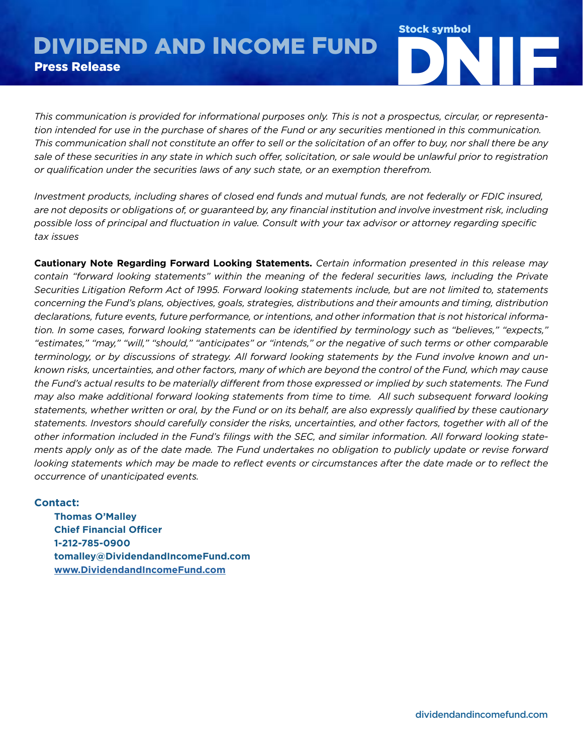# DIVIDEND AND INCOME FUND

**Press Release**

Stock symbol **DNIF**

*This communication is provided for informational purposes only. This is not a prospectus, circular, or representation intended for use in the purchase of shares of the Fund or any securities mentioned in this communication. This communication shall not constitute an offer to sell or the solicitation of an offer to buy, nor shall there be any sale of these securities in any state in which such offer, solicitation, or sale would be unlawful prior to registration or qualification under the securities laws of any such state, or an exemption therefrom.*

*Investment products, including shares of closed end funds and mutual funds, are not federally or FDIC insured, are not deposits or obligations of, or guaranteed by, any financial institution and involve investment risk, including possible loss of principal and fluctuation in value. Consult with your tax advisor or attorney regarding specific tax issues*

**Cautionary Note Regarding Forward Looking Statements.** *Certain information presented in this release may contain "forward looking statements" within the meaning of the federal securities laws, including the Private Securities Litigation Reform Act of 1995. Forward looking statements include, but are not limited to, statements concerning the Fund's plans, objectives, goals, strategies, distributions and their amounts and timing, distribution declarations, future events, future performance, or intentions, and other information that is not historical information. In some cases, forward looking statements can be identified by terminology such as "believes," "expects," "estimates," "may," "will," "should," "anticipates" or "intends," or the negative of such terms or other comparable terminology, or by discussions of strategy. All forward looking statements by the Fund involve known and unknown risks, uncertainties, and other factors, many of which are beyond the control of the Fund, which may cause the Fund's actual results to be materially different from those expressed or implied by such statements. The Fund may also make additional forward looking statements from time to time. All such subsequent forward looking statements, whether written or oral, by the Fund or on its behalf, are also expressly qualified by these cautionary statements. Investors should carefully consider the risks, uncertainties, and other factors, together with all of the other information included in the Fund's filings with the SEC, and similar information. All forward looking statements apply only as of the date made. The Fund undertakes no obligation to publicly update or revise forward looking statements which may be made to reflect events or circumstances after the date made or to reflect the occurrence of unanticipated events.*

**Contact:**

**Thomas O'Malley**
**Chief Financial Officer**
**1-212-785-0900**
**tomalley@DividendandIncomeFund.com**
**www.DividendandIncomeFund.com**